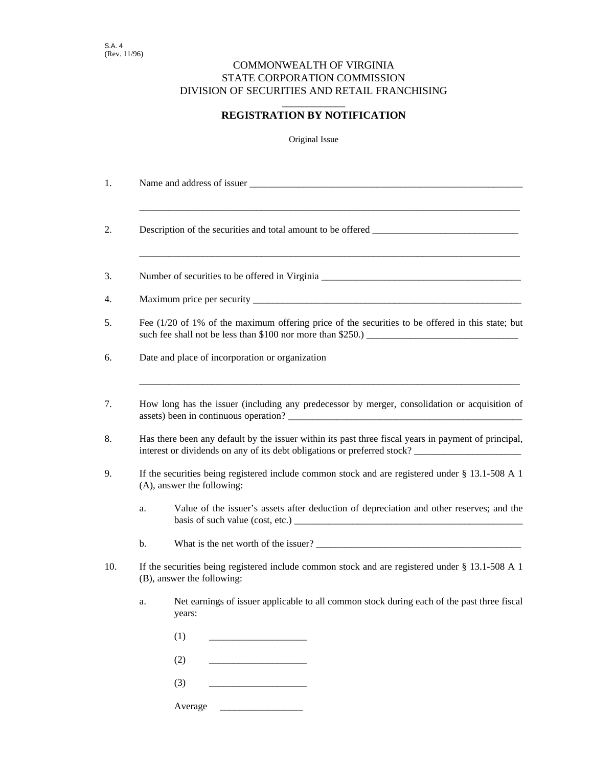S.A. 4
(Rev. 11/96)

COMMONWEALTH OF VIRGINIA
STATE CORPORATION COMMISSION
DIVISION OF SECURITIES AND RETAIL FRANCHISING

# REGISTRATION BY NOTIFICATION

Original Issue

1. Name and address of issuer ____________________________________________________________

   ________________________________________________________________________________

2. Description of the securities and total amount to be offered ______________________________

   ________________________________________________________________________________

3. Number of securities to be offered in Virginia __________________________________________

4. Maximum price per security ___________________________________________________________

5. Fee (1/20 of 1% of the maximum offering price of the securities to be offered in this state; but such fee shall not be less than $100 nor more than $250.) _______________________________

6. Date and place of incorporation or organization

   ________________________________________________________________________________

7. How long has the issuer (including any predecessor by merger, consolidation or acquisition of assets) been in continuous operation? __________________________________________________

8. Has there been any default by the issuer within its past three fiscal years in payment of principal, interest or dividends on any of its debt obligations or preferred stock? ______________________

9. If the securities being registered include common stock and are registered under § 13.1-508 A 1 (A), answer the following:

   a. Value of the issuer's assets after deduction of depreciation and other reserves; and the basis of such value (cost, etc.) _________________________________________________

   b. What is the net worth of the issuer? ___________________________________________

10. If the securities being registered include common stock and are registered under § 13.1-508 A 1 (B), answer the following:

    a. Net earnings of issuer applicable to all common stock during each of the past three fiscal years:

       (1) ___________________

       (2) ___________________

       (3) ___________________

       Average _________________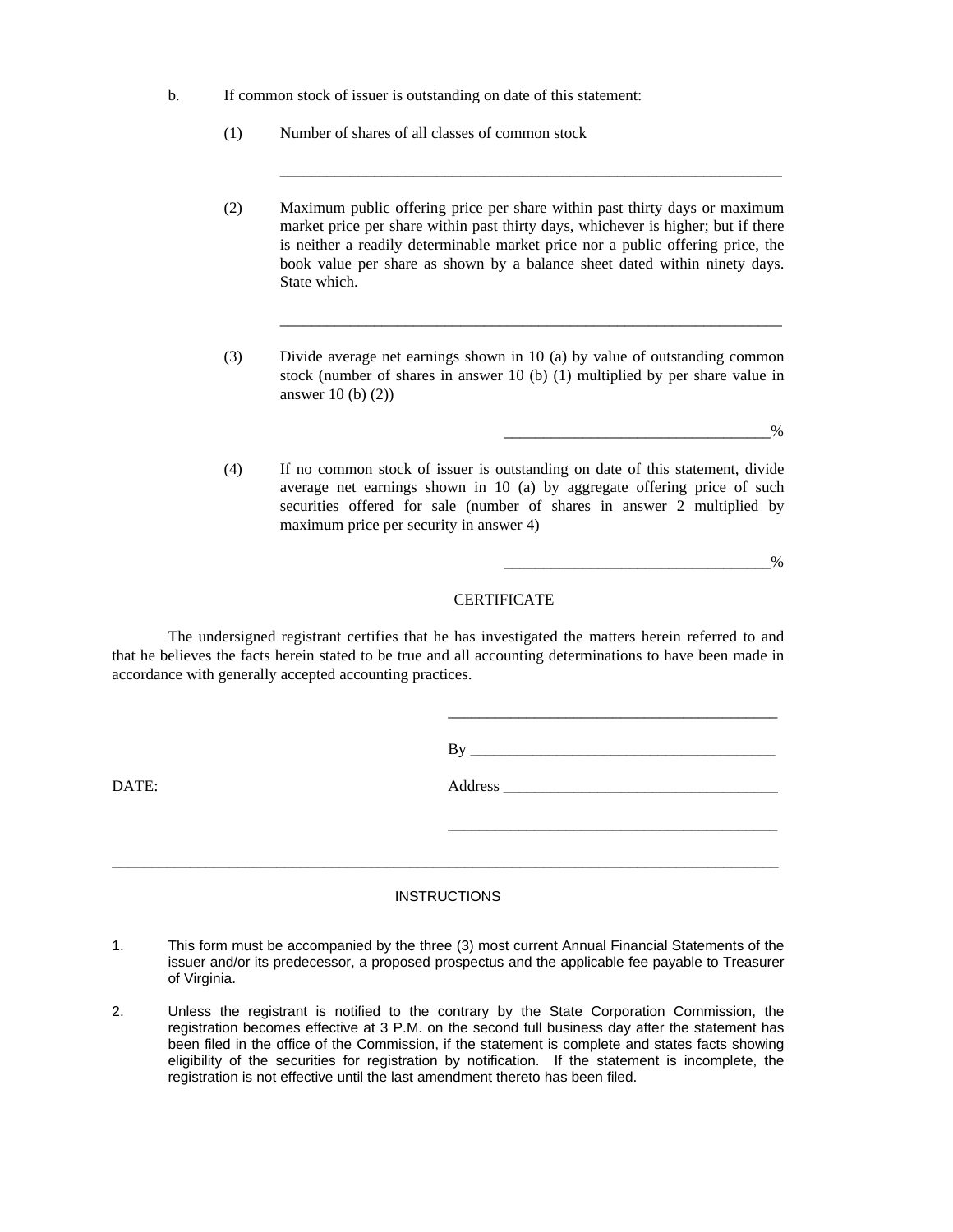b. If common stock of issuer is outstanding on date of this statement:

(1) Number of shares of all classes of common stock

\_\_\_\_\_\_\_\_\_\_\_\_\_\_\_\_\_\_\_\_\_\_\_\_\_\_\_\_\_\_\_\_\_\_\_\_\_\_\_\_\_\_\_\_\_\_\_\_\_\_\_\_\_\_\_\_\_\_\_\_\_\_\_\_

(2) Maximum public offering price per share within past thirty days or maximum market price per share within past thirty days, whichever is higher; but if there is neither a readily determinable market price nor a public offering price, the book value per share as shown by a balance sheet dated within ninety days. State which.

\_\_\_\_\_\_\_\_\_\_\_\_\_\_\_\_\_\_\_\_\_\_\_\_\_\_\_\_\_\_\_\_\_\_\_\_\_\_\_\_\_\_\_\_\_\_\_\_\_\_\_\_\_\_\_\_\_\_\_\_\_\_\_\_

(3) Divide average net earnings shown in 10 (a) by value of outstanding common stock (number of shares in answer 10 (b) (1) multiplied by per share value in answer 10 (b) (2))

\_\_\_\_\_\_\_\_\_\_\_\_\_\_\_\_\_\_\_\_\_\_\_\_\_\_\_\_\_\_\_\_\_\_\_%

(4) If no common stock of issuer is outstanding on date of this statement, divide average net earnings shown in 10 (a) by aggregate offering price of such securities offered for sale (number of shares in answer 2 multiplied by maximum price per security in answer 4)

\_\_\_\_\_\_\_\_\_\_\_\_\_\_\_\_\_\_\_\_\_\_\_\_\_\_\_\_\_\_\_\_\_\_\_%

CERTIFICATE

The undersigned registrant certifies that he has investigated the matters herein referred to and that he believes the facts herein stated to be true and all accounting determinations to have been made in accordance with generally accepted accounting practices.

\_\_\_\_\_\_\_\_\_\_\_\_\_\_\_\_\_\_\_\_\_\_\_\_\_\_\_\_\_\_\_\_\_\_\_\_\_\_\_\_\_\_

By \_\_\_\_\_\_\_\_\_\_\_\_\_\_\_\_\_\_\_\_\_\_\_\_\_\_\_\_\_\_\_\_\_\_\_\_\_\_\_

DATE: Address \_\_\_\_\_\_\_\_\_\_\_\_\_\_\_\_\_\_\_\_\_\_\_\_\_\_\_\_\_\_\_\_\_\_\_\_

\_\_\_\_\_\_\_\_\_\_\_\_\_\_\_\_\_\_\_\_\_\_\_\_\_\_\_\_\_\_\_\_\_\_\_\_\_\_\_\_\_\_

---

INSTRUCTIONS

1. This form must be accompanied by the three (3) most current Annual Financial Statements of the issuer and/or its predecessor, a proposed prospectus and the applicable fee payable to Treasurer of Virginia.

2. Unless the registrant is notified to the contrary by the State Corporation Commission, the registration becomes effective at 3 P.M. on the second full business day after the statement has been filed in the office of the Commission, if the statement is complete and states facts showing eligibility of the securities for registration by notification. If the statement is incomplete, the registration is not effective until the last amendment thereto has been filed.